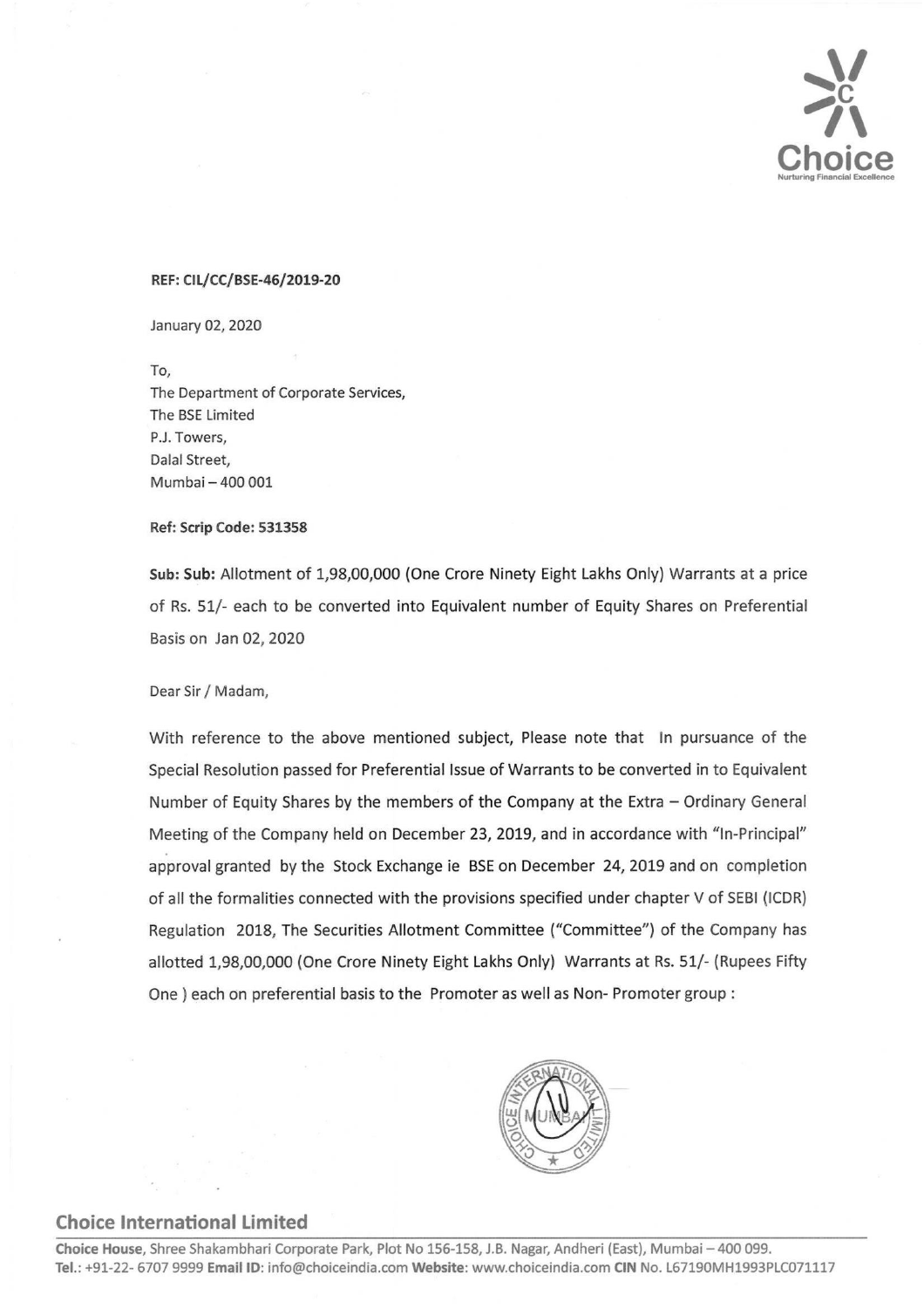**REF: CIL/CC/BSE-46/2019-20**

January 02, 2020

To,
The Department of Corporate Services,
The BSE Limited
P.J. Towers,
Dalal Street,
Mumbai – 400 001

**Ref: Scrip Code: 531358**

**Sub: Sub:** Allotment of 1,98,00,000 (One Crore Ninety Eight Lakhs Only) Warrants at a price of Rs. 51/- each to be converted into Equivalent number of Equity Shares on Preferential Basis on Jan 02, 2020

Dear Sir / Madam,

With reference to the above mentioned subject, Please note that In pursuance of the Special Resolution passed for Preferential Issue of Warrants to be converted in to Equivalent Number of Equity Shares by the members of the Company at the Extra – Ordinary General Meeting of the Company held on December 23, 2019, and in accordance with "In-Principal" approval granted by the Stock Exchange ie BSE on December 24, 2019 and on completion of all the formalities connected with the provisions specified under chapter V of SEBI (ICDR) Regulation 2018, The Securities Allotment Committee ("Committee") of the Company has allotted 1,98,00,000 (One Crore Ninety Eight Lakhs Only) Warrants at Rs. 51/- (Rupees Fifty One ) each on preferential basis to the Promoter as well as Non- Promoter group :

**Choice International Limited**

**Choice House**, Shree Shakambhari Corporate Park, Plot No 156-158, J.B. Nagar, Andheri (East), Mumbai – 400 099.
**Tel.:** +91-22- 6707 9999 **Email ID:** info@choiceindia.com **Website:** www.choiceindia.com **CIN** No. L67190MH1993PLC071117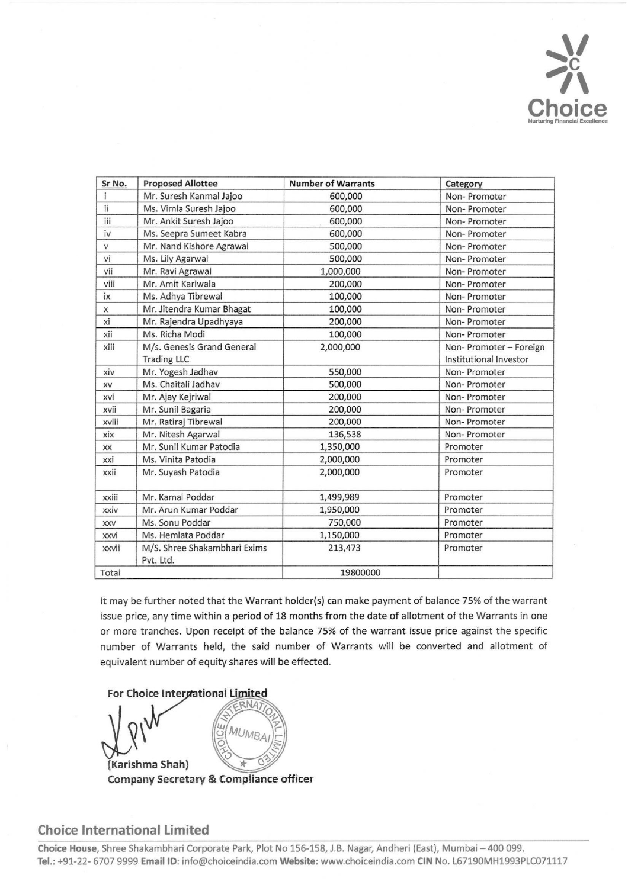| Sr No. | Proposed Allottee | Number of Warrants | Category |
|---|---|---|---|
| i | Mr. Suresh Kanmal Jajoo | 600,000 | Non- Promoter |
| ii | Ms. Vimla Suresh Jajoo | 600,000 | Non- Promoter |
| iii | Mr. Ankit Suresh Jajoo | 600,000 | Non- Promoter |
| iv | Ms. Seepra Sumeet Kabra | 600,000 | Non- Promoter |
| v | Mr. Nand Kishore Agrawal | 500,000 | Non- Promoter |
| vi | Ms. Lily Agarwal | 500,000 | Non- Promoter |
| vii | Mr. Ravi Agrawal | 1,000,000 | Non- Promoter |
| viii | Mr. Amit Kariwala | 200,000 | Non- Promoter |
| ix | Ms. Adhya Tibrewal | 100,000 | Non- Promoter |
| x | Mr. Jitendra Kumar Bhagat | 100,000 | Non- Promoter |
| xi | Mr. Rajendra Upadhyaya | 200,000 | Non- Promoter |
| xii | Ms. Richa Modi | 100,000 | Non- Promoter |
| xiii | M/s. Genesis Grand General Trading LLC | 2,000,000 | Non- Promoter – Foreign Institutional Investor |
| xiv | Mr. Yogesh Jadhav | 550,000 | Non- Promoter |
| xv | Ms. Chaitali Jadhav | 500,000 | Non- Promoter |
| xvi | Mr. Ajay Kejriwal | 200,000 | Non- Promoter |
| xvii | Mr. Sunil Bagaria | 200,000 | Non- Promoter |
| xviii | Mr. Ratiraj Tibrewal | 200,000 | Non- Promoter |
| xix | Mr. Nitesh Agarwal | 136,538 | Non- Promoter |
| xx | Mr. Sunil Kumar Patodia | 1,350,000 | Promoter |
| xxi | Ms. Vinita Patodia | 2,000,000 | Promoter |
| xxii | Mr. Suyash Patodia | 2,000,000 | Promoter |
| xxiii | Mr. Kamal Poddar | 1,499,989 | Promoter |
| xxiv | Mr. Arun Kumar Poddar | 1,950,000 | Promoter |
| xxv | Ms. Sonu Poddar | 750,000 | Promoter |
| xxvi | Ms. Hemlata Poddar | 1,150,000 | Promoter |
| xxvii | M/S. Shree Shakambhari Exims Pvt. Ltd. | 213,473 | Promoter |
| Total | | 19800000 | |

It may be further noted that the Warrant holder(s) can make payment of balance 75% of the warrant issue price, any time within a period of 18 months from the date of allotment of the Warrants in one or more tranches. Upon receipt of the balance 75% of the warrant issue price against the specific number of Warrants held, the said number of Warrants will be converted and allotment of equivalent number of equity shares will be effected.

**For Choice International Limited**

**(Karishma Shah)**
**Company Secretary & Compliance officer**

**Choice International Limited**

**Choice House**, Shree Shakambhari Corporate Park, Plot No 156-158, J.B. Nagar, Andheri (East), Mumbai – 400 099.
**Tel.:** +91-22- 6707 9999 **Email ID:** info@choiceindia.com **Website:** www.choiceindia.com **CIN** No. L67190MH1993PLC071117